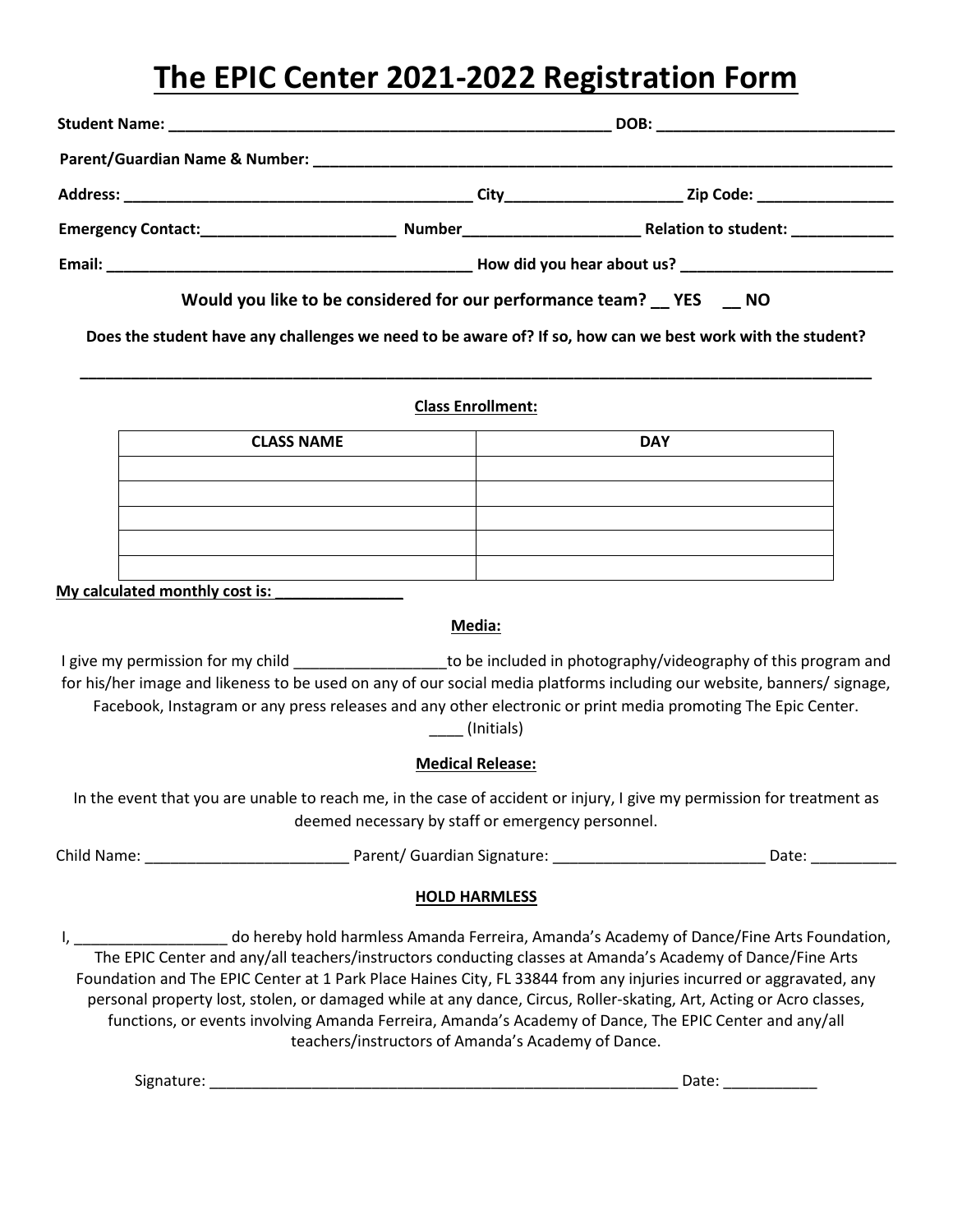# The EPIC Center 2021-2022 Registration Form

**Student Name: _____________________________________________________ DOB: ____________________________**

**Parent/Guardian Name & Number: _______________________________________________________________________**

**Address: _________________________________________ City____________________ Zip Code: ________________**

**Emergency Contact:______________________ Number____________________ Relation to student: ____________**

**Email: ___________________________________________ How did you hear about us? _________________________**

**Would you like to be considered for our performance team? __ YES __ NO**

**Does the student have any challenges we need to be aware of? If so, how can we best work with the student?**

______________________________________________________________________________________________

**Class Enrollment:**

| CLASS NAME | DAY |
|---|---|
| | |
| | |
| | |
| | |
| | |

**My calculated monthly cost is: _______________**

**Media:**

I give my permission for my child __________________to be included in photography/videography of this program and for his/her image and likeness to be used on any of our social media platforms including our website, banners/ signage, Facebook, Instagram or any press releases and any other electronic or print media promoting The Epic Center.
____ (Initials)

**Medical Release:**

In the event that you are unable to reach me, in the case of accident or injury, I give my permission for treatment as deemed necessary by staff or emergency personnel.

Child Name: ________________________ Parent/ Guardian Signature: _________________________ Date: __________

**HOLD HARMLESS**

I, __________________ do hereby hold harmless Amanda Ferreira, Amanda's Academy of Dance/Fine Arts Foundation, The EPIC Center and any/all teachers/instructors conducting classes at Amanda's Academy of Dance/Fine Arts Foundation and The EPIC Center at 1 Park Place Haines City, FL 33844 from any injuries incurred or aggravated, any personal property lost, stolen, or damaged while at any dance, Circus, Roller-skating, Art, Acting or Acro classes, functions, or events involving Amanda Ferreira, Amanda's Academy of Dance, The EPIC Center and any/all teachers/instructors of Amanda's Academy of Dance.

Signature: _________________________________________________________ Date: ___________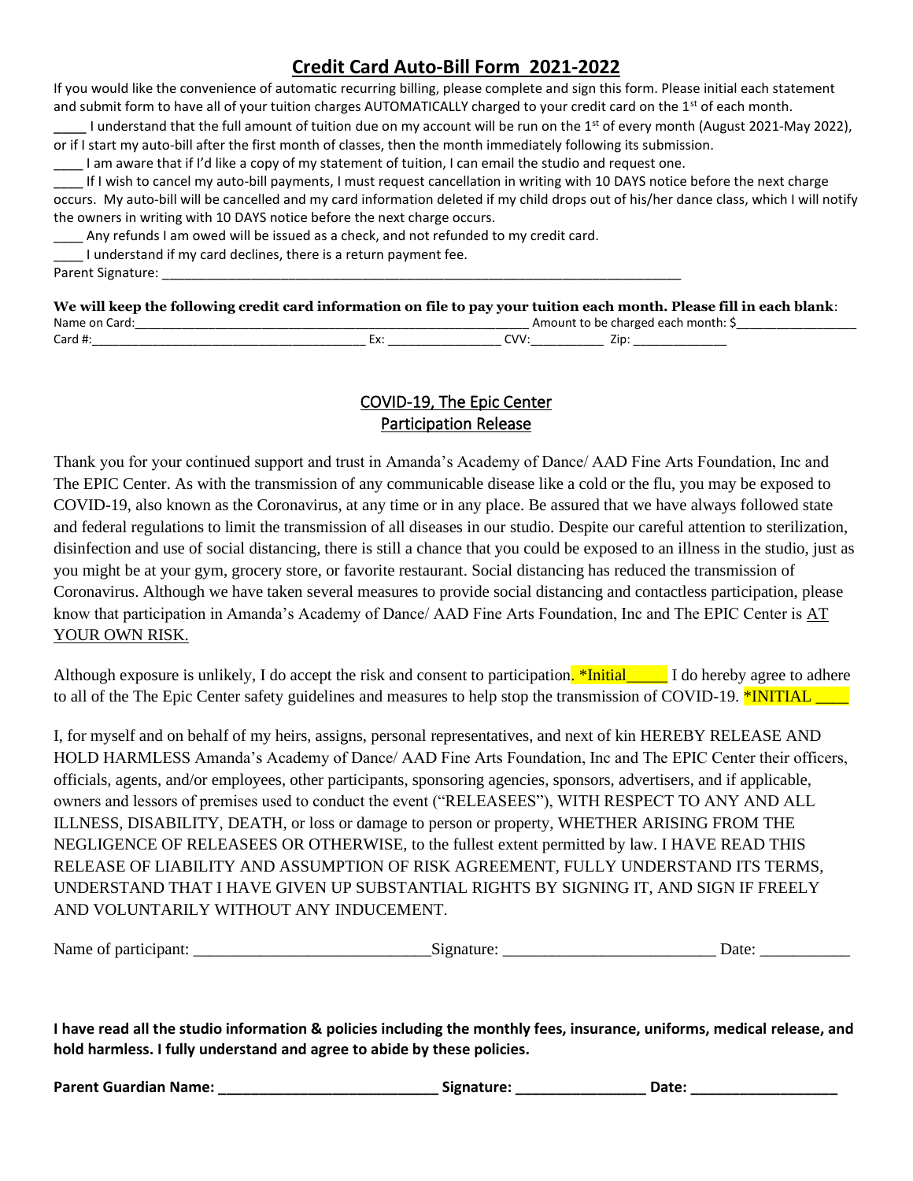# Credit Card Auto-Bill Form 2021-2022

If you would like the convenience of automatic recurring billing, please complete and sign this form. Please initial each statement and submit form to have all of your tuition charges AUTOMATICALLY charged to your credit card on the 1st of each month.

____ I understand that the full amount of tuition due on my account will be run on the 1st of every month (August 2021-May 2022), or if I start my auto-bill after the first month of classes, then the month immediately following its submission.

____ I am aware that if I'd like a copy of my statement of tuition, I can email the studio and request one.

____ If I wish to cancel my auto-bill payments, I must request cancellation in writing with 10 DAYS notice before the next charge occurs. My auto-bill will be cancelled and my card information deleted if my child drops out of his/her dance class, which I will notify the owners in writing with 10 DAYS notice before the next charge occurs.

____ Any refunds I am owed will be issued as a check, and not refunded to my credit card.

____ I understand if my card declines, there is a return payment fee.

Parent Signature: ______________________________________________________________________

**We will keep the following credit card information on file to pay your tuition each month. Please fill in each blank**:

Name on Card:______________________________________________________ Amount to be charged each month: $_________________

Card #:_______________________________________ Ex: ________________ CVV:__________ Zip: _____________

## COVID-19, The Epic Center
## Participation Release

Thank you for your continued support and trust in Amanda's Academy of Dance/ AAD Fine Arts Foundation, Inc and The EPIC Center. As with the transmission of any communicable disease like a cold or the flu, you may be exposed to COVID-19, also known as the Coronavirus, at any time or in any place. Be assured that we have always followed state and federal regulations to limit the transmission of all diseases in our studio. Despite our careful attention to sterilization, disinfection and use of social distancing, there is still a chance that you could be exposed to an illness in the studio, just as you might be at your gym, grocery store, or favorite restaurant. Social distancing has reduced the transmission of Coronavirus. Although we have taken several measures to provide social distancing and contactless participation, please know that participation in Amanda's Academy of Dance/ AAD Fine Arts Foundation, Inc and The EPIC Center is AT YOUR OWN RISK.

Although exposure is unlikely, I do accept the risk and consent to participation. *Initial_____ I do hereby agree to adhere to all of the The Epic Center safety guidelines and measures to help stop the transmission of COVID-19. *INITIAL ____

I, for myself and on behalf of my heirs, assigns, personal representatives, and next of kin HEREBY RELEASE AND HOLD HARMLESS Amanda's Academy of Dance/ AAD Fine Arts Foundation, Inc and The EPIC Center their officers, officials, agents, and/or employees, other participants, sponsoring agencies, sponsors, advertisers, and if applicable, owners and lessors of premises used to conduct the event ("RELEASEES"), WITH RESPECT TO ANY AND ALL ILLNESS, DISABILITY, DEATH, or loss or damage to person or property, WHETHER ARISING FROM THE NEGLIGENCE OF RELEASEES OR OTHERWISE, to the fullest extent permitted by law. I HAVE READ THIS RELEASE OF LIABILITY AND ASSUMPTION OF RISK AGREEMENT, FULLY UNDERSTAND ITS TERMS, UNDERSTAND THAT I HAVE GIVEN UP SUBSTANTIAL RIGHTS BY SIGNING IT, AND SIGN IF FREELY AND VOLUNTARILY WITHOUT ANY INDUCEMENT.

Name of participant: ____________________________Signature: _________________________ Date: ___________

**I have read all the studio information & policies including the monthly fees, insurance, uniforms, medical release, and hold harmless. I fully understand and agree to abide by these policies.**

**Parent Guardian Name: ___________________________ Signature: ________________ Date: __________________**